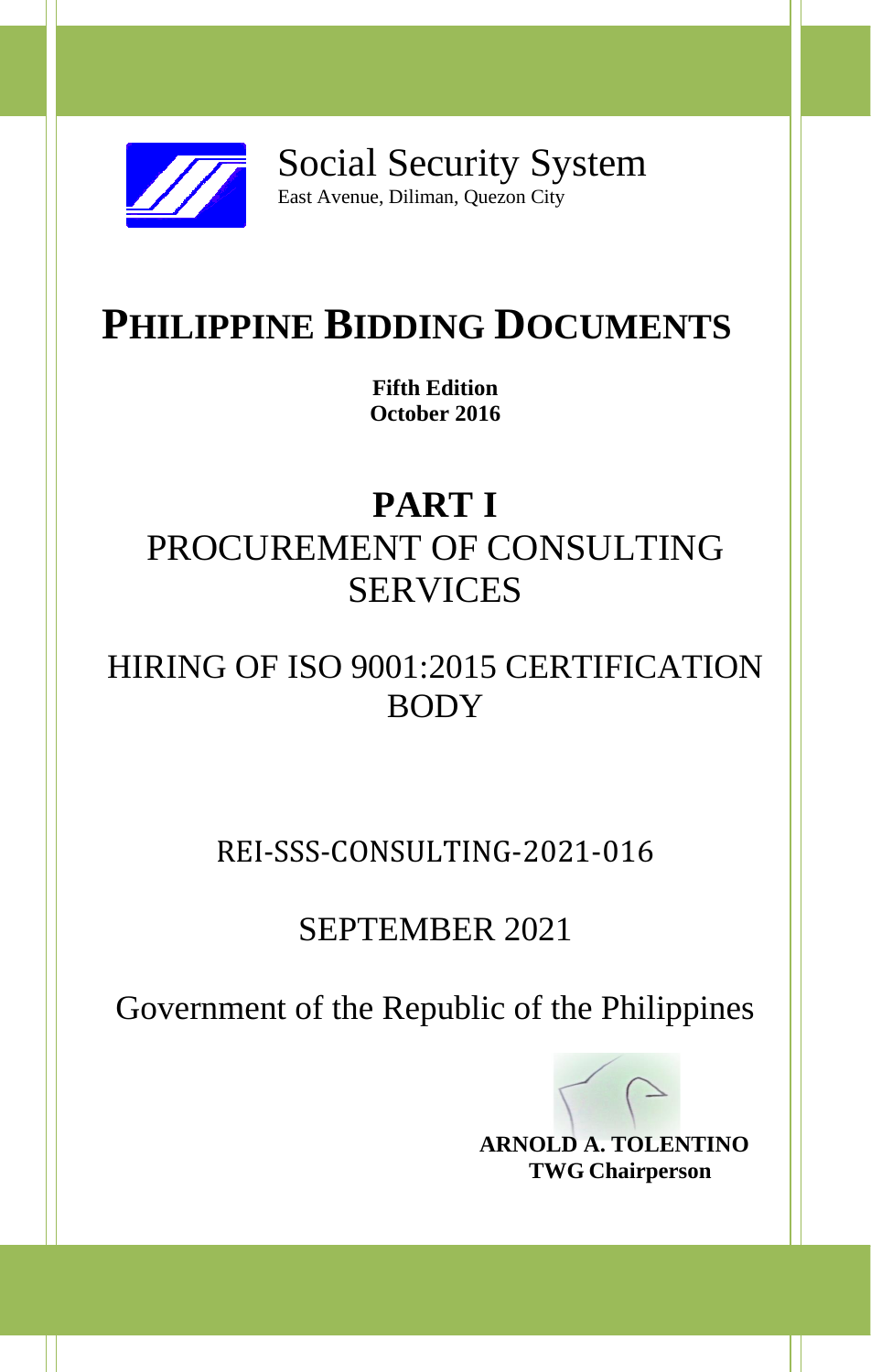Social Security System

East Avenue, Diliman, Quezon City

# PHILIPPINE BIDDING DOCUMENTS

**Fifth Edition**
**October 2016**

# PART I

## PROCUREMENT OF CONSULTING SERVICES

## HIRING OF ISO 9001:2015 CERTIFICATION BODY

REI-SSS-CONSULTING-2021-016

SEPTEMBER 2021

Government of the Republic of the Philippines

**ARNOLD A. TOLENTINO**
**TWG Chairperson**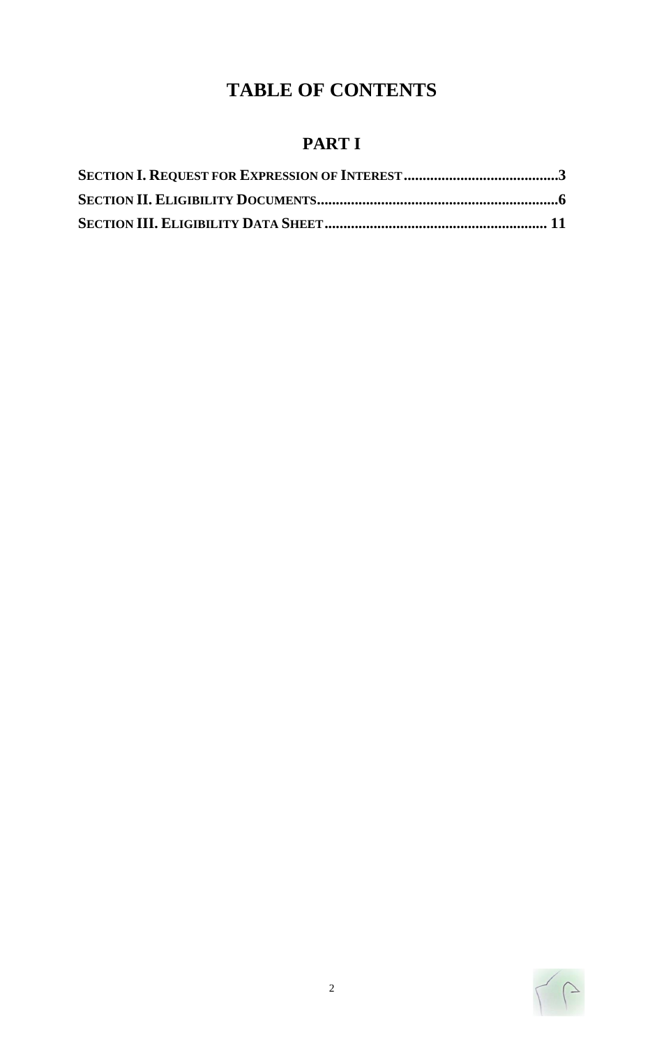# TABLE OF CONTENTS

## PART I

**SECTION I. REQUEST FOR EXPRESSION OF INTEREST.........................................3**

**SECTION II. ELIGIBILITY DOCUMENTS................................................................6**

**SECTION III. ELIGIBILITY DATA SHEET.......................................................... 11**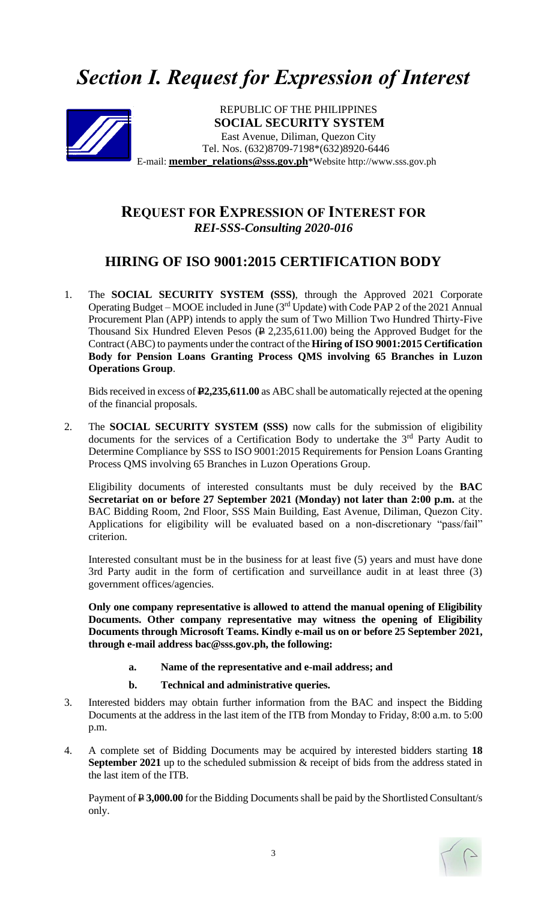# *Section I. Request for Expression of Interest*

REPUBLIC OF THE PHILIPPINES
**SOCIAL SECURITY SYSTEM**
East Avenue, Diliman, Quezon City
Tel. Nos. (632)8709-7198*(632)8920-6446
E-mail: **member_relations@sss.gov.ph***Website http://www.sss.gov.ph

## REQUEST FOR EXPRESSION OF INTEREST FOR
### *REI-SSS-Consulting 2020-016*

## HIRING OF ISO 9001:2015 CERTIFICATION BODY

1. The **SOCIAL SECURITY SYSTEM (SSS)**, through the Approved 2021 Corporate Operating Budget – MOOE included in June (3rd Update) with Code PAP 2 of the 2021 Annual Procurement Plan (APP) intends to apply the sum of Two Million Two Hundred Thirty-Five Thousand Six Hundred Eleven Pesos (₱ 2,235,611.00) being the Approved Budget for the Contract (ABC) to payments under the contract of the **Hiring of ISO 9001:2015 Certification Body for Pension Loans Granting Process QMS involving 65 Branches in Luzon Operations Group**.

   Bids received in excess of **₱2,235,611.00** as ABC shall be automatically rejected at the opening of the financial proposals.

2. The **SOCIAL SECURITY SYSTEM (SSS)** now calls for the submission of eligibility documents for the services of a Certification Body to undertake the 3rd Party Audit to Determine Compliance by SSS to ISO 9001:2015 Requirements for Pension Loans Granting Process QMS involving 65 Branches in Luzon Operations Group.

   Eligibility documents of interested consultants must be duly received by the **BAC Secretariat on or before 27 September 2021 (Monday) not later than 2:00 p.m.** at the BAC Bidding Room, 2nd Floor, SSS Main Building, East Avenue, Diliman, Quezon City. Applications for eligibility will be evaluated based on a non-discretionary "pass/fail" criterion.

   Interested consultant must be in the business for at least five (5) years and must have done 3rd Party audit in the form of certification and surveillance audit in at least three (3) government offices/agencies.

   **Only one company representative is allowed to attend the manual opening of Eligibility Documents. Other company representative may witness the opening of Eligibility Documents through Microsoft Teams. Kindly e-mail us on or before 25 September 2021, through e-mail address bac@sss.gov.ph, the following:**

   **a. Name of the representative and e-mail address; and**

   **b. Technical and administrative queries.**

3. Interested bidders may obtain further information from the BAC and inspect the Bidding Documents at the address in the last item of the ITB from Monday to Friday, 8:00 a.m. to 5:00 p.m.

4. A complete set of Bidding Documents may be acquired by interested bidders starting **18 September 2021** up to the scheduled submission & receipt of bids from the address stated in the last item of the ITB.

   Payment of ₱ **3,000.00** for the Bidding Documents shall be paid by the Shortlisted Consultant/s only.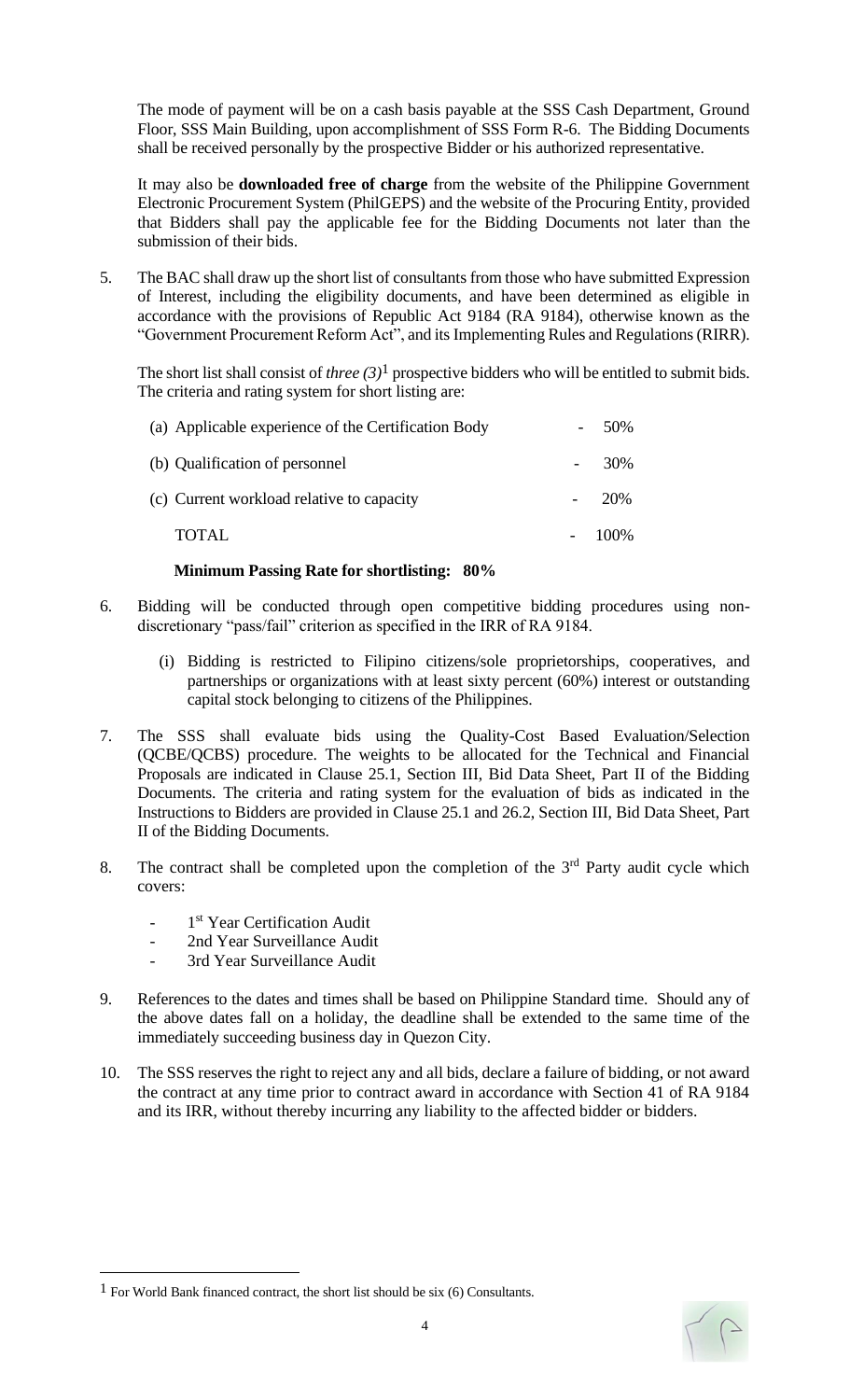The mode of payment will be on a cash basis payable at the SSS Cash Department, Ground Floor, SSS Main Building, upon accomplishment of SSS Form R-6. The Bidding Documents shall be received personally by the prospective Bidder or his authorized representative.

It may also be **downloaded free of charge** from the website of the Philippine Government Electronic Procurement System (PhilGEPS) and the website of the Procuring Entity, provided that Bidders shall pay the applicable fee for the Bidding Documents not later than the submission of their bids.

5. The BAC shall draw up the short list of consultants from those who have submitted Expression of Interest, including the eligibility documents, and have been determined as eligible in accordance with the provisions of Republic Act 9184 (RA 9184), otherwise known as the "Government Procurement Reform Act", and its Implementing Rules and Regulations (RIRR).

   The short list shall consist of *three (3)*[1] prospective bidders who will be entitled to submit bids. The criteria and rating system for short listing are:

| | | |
|---|---|---|
| (a) Applicable experience of the Certification Body | - | 50% |
| (b) Qualification of personnel | - | 30% |
| (c) Current workload relative to capacity | - | 20% |
| TOTAL | - | 100% |

   **Minimum Passing Rate for shortlisting: 80%**

6. Bidding will be conducted through open competitive bidding procedures using non-discretionary "pass/fail" criterion as specified in the IRR of RA 9184.

   (i) Bidding is restricted to Filipino citizens/sole proprietorships, cooperatives, and partnerships or organizations with at least sixty percent (60%) interest or outstanding capital stock belonging to citizens of the Philippines.

7. The SSS shall evaluate bids using the Quality-Cost Based Evaluation/Selection (QCBE/QCBS) procedure. The weights to be allocated for the Technical and Financial Proposals are indicated in Clause 25.1, Section III, Bid Data Sheet, Part II of the Bidding Documents. The criteria and rating system for the evaluation of bids as indicated in the Instructions to Bidders are provided in Clause 25.1 and 26.2, Section III, Bid Data Sheet, Part II of the Bidding Documents.

8. The contract shall be completed upon the completion of the 3rd Party audit cycle which covers:

   - 1st Year Certification Audit
   - 2nd Year Surveillance Audit
   - 3rd Year Surveillance Audit

9. References to the dates and times shall be based on Philippine Standard time. Should any of the above dates fall on a holiday, the deadline shall be extended to the same time of the immediately succeeding business day in Quezon City.

10. The SSS reserves the right to reject any and all bids, declare a failure of bidding, or not award the contract at any time prior to contract award in accordance with Section 41 of RA 9184 and its IRR, without thereby incurring any liability to the affected bidder or bidders.

---

[1] For World Bank financed contract, the short list should be six (6) Consultants.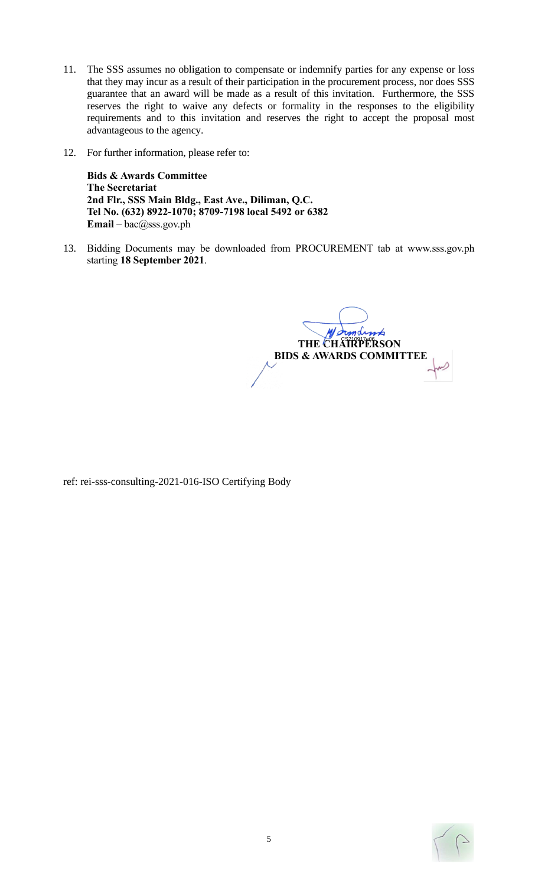11. The SSS assumes no obligation to compensate or indemnify parties for any expense or loss that they may incur as a result of their participation in the procurement process, nor does SSS guarantee that an award will be made as a result of this invitation. Furthermore, the SSS reserves the right to waive any defects or formality in the responses to the eligibility requirements and to this invitation and reserves the right to accept the proposal most advantageous to the agency.

12. For further information, please refer to:

    **Bids & Awards Committee**
    **The Secretariat**
    **2nd Flr., SSS Main Bldg., East Ave., Diliman, Q.C.**
    **Tel No. (632) 8922-1070; 8709-7198 local 5492 or 6382**
    **Email** – bac@sss.gov.ph

13. Bidding Documents may be downloaded from PROCUREMENT tab at www.sss.gov.ph starting **18 September 2021**.

**THE CHAIRPERSON**
**BIDS & AWARDS COMMITTEE**

ref: rei-sss-consulting-2021-016-ISO Certifying Body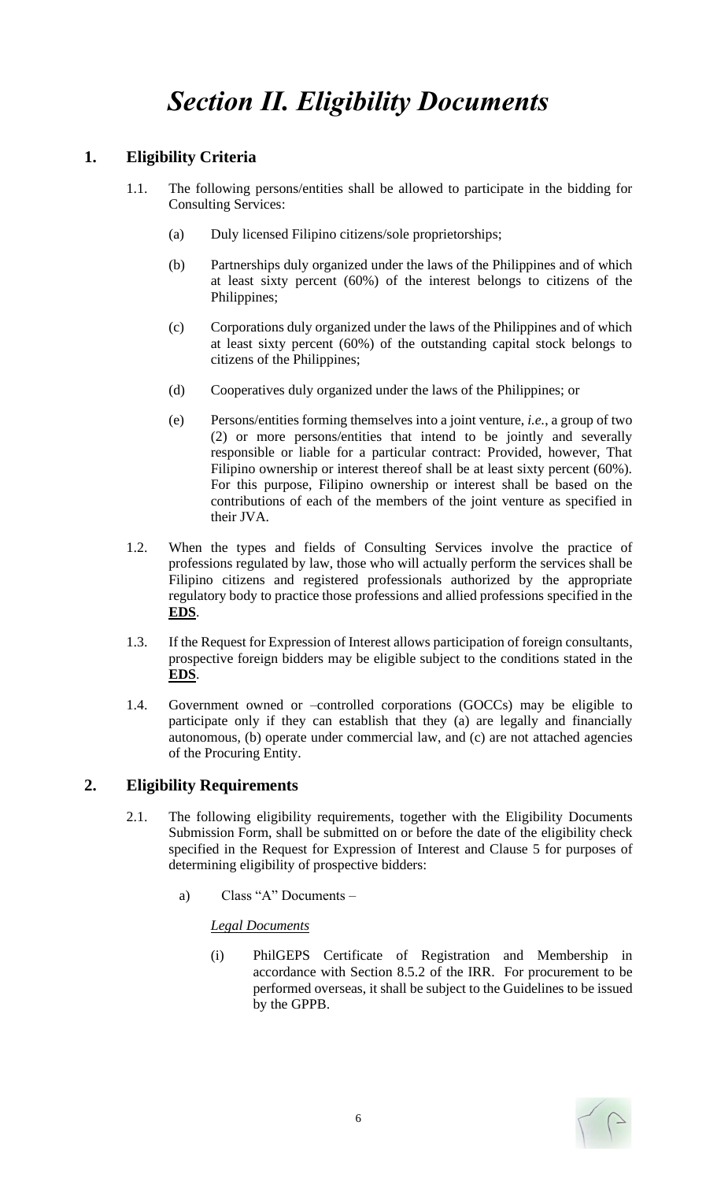# *Section II. Eligibility Documents*

## 1. Eligibility Criteria

1.1. The following persons/entities shall be allowed to participate in the bidding for Consulting Services:

(a) Duly licensed Filipino citizens/sole proprietorships;

(b) Partnerships duly organized under the laws of the Philippines and of which at least sixty percent (60%) of the interest belongs to citizens of the Philippines;

(c) Corporations duly organized under the laws of the Philippines and of which at least sixty percent (60%) of the outstanding capital stock belongs to citizens of the Philippines;

(d) Cooperatives duly organized under the laws of the Philippines; or

(e) Persons/entities forming themselves into a joint venture, *i.e.*, a group of two (2) or more persons/entities that intend to be jointly and severally responsible or liable for a particular contract: Provided, however, That Filipino ownership or interest thereof shall be at least sixty percent (60%). For this purpose, Filipino ownership or interest shall be based on the contributions of each of the members of the joint venture as specified in their JVA.

1.2. When the types and fields of Consulting Services involve the practice of professions regulated by law, those who will actually perform the services shall be Filipino citizens and registered professionals authorized by the appropriate regulatory body to practice those professions and allied professions specified in the **EDS**.

1.3. If the Request for Expression of Interest allows participation of foreign consultants, prospective foreign bidders may be eligible subject to the conditions stated in the **EDS**.

1.4. Government owned or –controlled corporations (GOCCs) may be eligible to participate only if they can establish that they (a) are legally and financially autonomous, (b) operate under commercial law, and (c) are not attached agencies of the Procuring Entity.

## 2. Eligibility Requirements

2.1. The following eligibility requirements, together with the Eligibility Documents Submission Form, shall be submitted on or before the date of the eligibility check specified in the Request for Expression of Interest and Clause 5 for purposes of determining eligibility of prospective bidders:

a) Class "A" Documents –

*Legal Documents*

(i) PhilGEPS Certificate of Registration and Membership in accordance with Section 8.5.2 of the IRR. For procurement to be performed overseas, it shall be subject to the Guidelines to be issued by the GPPB.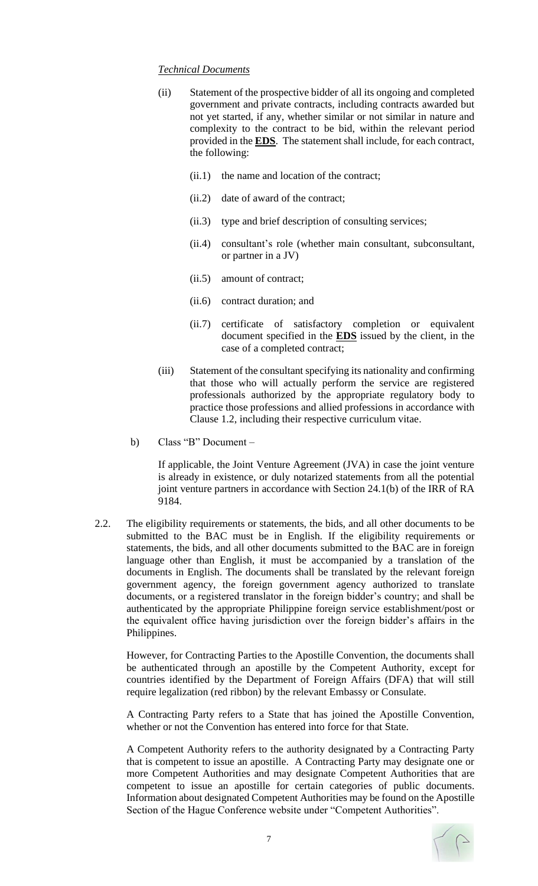*Technical Documents*

(ii) Statement of the prospective bidder of all its ongoing and completed government and private contracts, including contracts awarded but not yet started, if any, whether similar or not similar in nature and complexity to the contract to be bid, within the relevant period provided in the **EDS**. The statement shall include, for each contract, the following:

(ii.1) the name and location of the contract;

(ii.2) date of award of the contract;

(ii.3) type and brief description of consulting services;

(ii.4) consultant's role (whether main consultant, subconsultant, or partner in a JV)

(ii.5) amount of contract;

(ii.6) contract duration; and

(ii.7) certificate of satisfactory completion or equivalent document specified in the **EDS** issued by the client, in the case of a completed contract;

(iii) Statement of the consultant specifying its nationality and confirming that those who will actually perform the service are registered professionals authorized by the appropriate regulatory body to practice those professions and allied professions in accordance with Clause 1.2, including their respective curriculum vitae.

b) Class "B" Document –

If applicable, the Joint Venture Agreement (JVA) in case the joint venture is already in existence, or duly notarized statements from all the potential joint venture partners in accordance with Section 24.1(b) of the IRR of RA 9184.

2.2. The eligibility requirements or statements, the bids, and all other documents to be submitted to the BAC must be in English. If the eligibility requirements or statements, the bids, and all other documents submitted to the BAC are in foreign language other than English, it must be accompanied by a translation of the documents in English. The documents shall be translated by the relevant foreign government agency, the foreign government agency authorized to translate documents, or a registered translator in the foreign bidder's country; and shall be authenticated by the appropriate Philippine foreign service establishment/post or the equivalent office having jurisdiction over the foreign bidder's affairs in the Philippines.

However, for Contracting Parties to the Apostille Convention, the documents shall be authenticated through an apostille by the Competent Authority, except for countries identified by the Department of Foreign Affairs (DFA) that will still require legalization (red ribbon) by the relevant Embassy or Consulate.

A Contracting Party refers to a State that has joined the Apostille Convention, whether or not the Convention has entered into force for that State.

A Competent Authority refers to the authority designated by a Contracting Party that is competent to issue an apostille. A Contracting Party may designate one or more Competent Authorities and may designate Competent Authorities that are competent to issue an apostille for certain categories of public documents. Information about designated Competent Authorities may be found on the Apostille Section of the Hague Conference website under "Competent Authorities".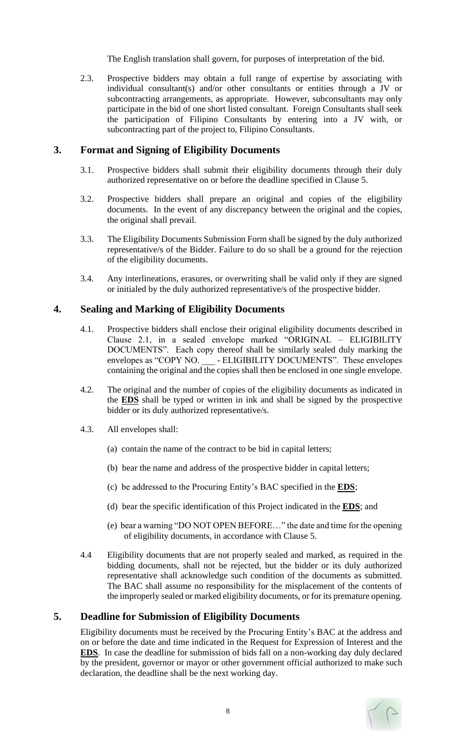The English translation shall govern, for purposes of interpretation of the bid.

2.3. Prospective bidders may obtain a full range of expertise by associating with individual consultant(s) and/or other consultants or entities through a JV or subcontracting arrangements, as appropriate. However, subconsultants may only participate in the bid of one short listed consultant. Foreign Consultants shall seek the participation of Filipino Consultants by entering into a JV with, or subcontracting part of the project to, Filipino Consultants.

## 3. Format and Signing of Eligibility Documents

3.1. Prospective bidders shall submit their eligibility documents through their duly authorized representative on or before the deadline specified in Clause 5.

3.2. Prospective bidders shall prepare an original and copies of the eligibility documents. In the event of any discrepancy between the original and the copies, the original shall prevail.

3.3. The Eligibility Documents Submission Form shall be signed by the duly authorized representative/s of the Bidder. Failure to do so shall be a ground for the rejection of the eligibility documents.

3.4. Any interlineations, erasures, or overwriting shall be valid only if they are signed or initialed by the duly authorized representative/s of the prospective bidder.

## 4. Sealing and Marking of Eligibility Documents

4.1. Prospective bidders shall enclose their original eligibility documents described in Clause 2.1, in a sealed envelope marked "ORIGINAL – ELIGIBILITY DOCUMENTS". Each copy thereof shall be similarly sealed duly marking the envelopes as "COPY NO. ___ - ELIGIBILITY DOCUMENTS". These envelopes containing the original and the copies shall then be enclosed in one single envelope.

4.2. The original and the number of copies of the eligibility documents as indicated in the **EDS** shall be typed or written in ink and shall be signed by the prospective bidder or its duly authorized representative/s.

4.3. All envelopes shall:

(a) contain the name of the contract to be bid in capital letters;

(b) bear the name and address of the prospective bidder in capital letters;

(c) be addressed to the Procuring Entity's BAC specified in the **EDS**;

(d) bear the specific identification of this Project indicated in the **EDS**; and

(e) bear a warning "DO NOT OPEN BEFORE…" the date and time for the opening of eligibility documents, in accordance with Clause 5.

4.4 Eligibility documents that are not properly sealed and marked, as required in the bidding documents, shall not be rejected, but the bidder or its duly authorized representative shall acknowledge such condition of the documents as submitted. The BAC shall assume no responsibility for the misplacement of the contents of the improperly sealed or marked eligibility documents, or for its premature opening.

## 5. Deadline for Submission of Eligibility Documents

Eligibility documents must be received by the Procuring Entity's BAC at the address and on or before the date and time indicated in the Request for Expression of Interest and the **EDS**. In case the deadline for submission of bids fall on a non-working day duly declared by the president, governor or mayor or other government official authorized to make such declaration, the deadline shall be the next working day.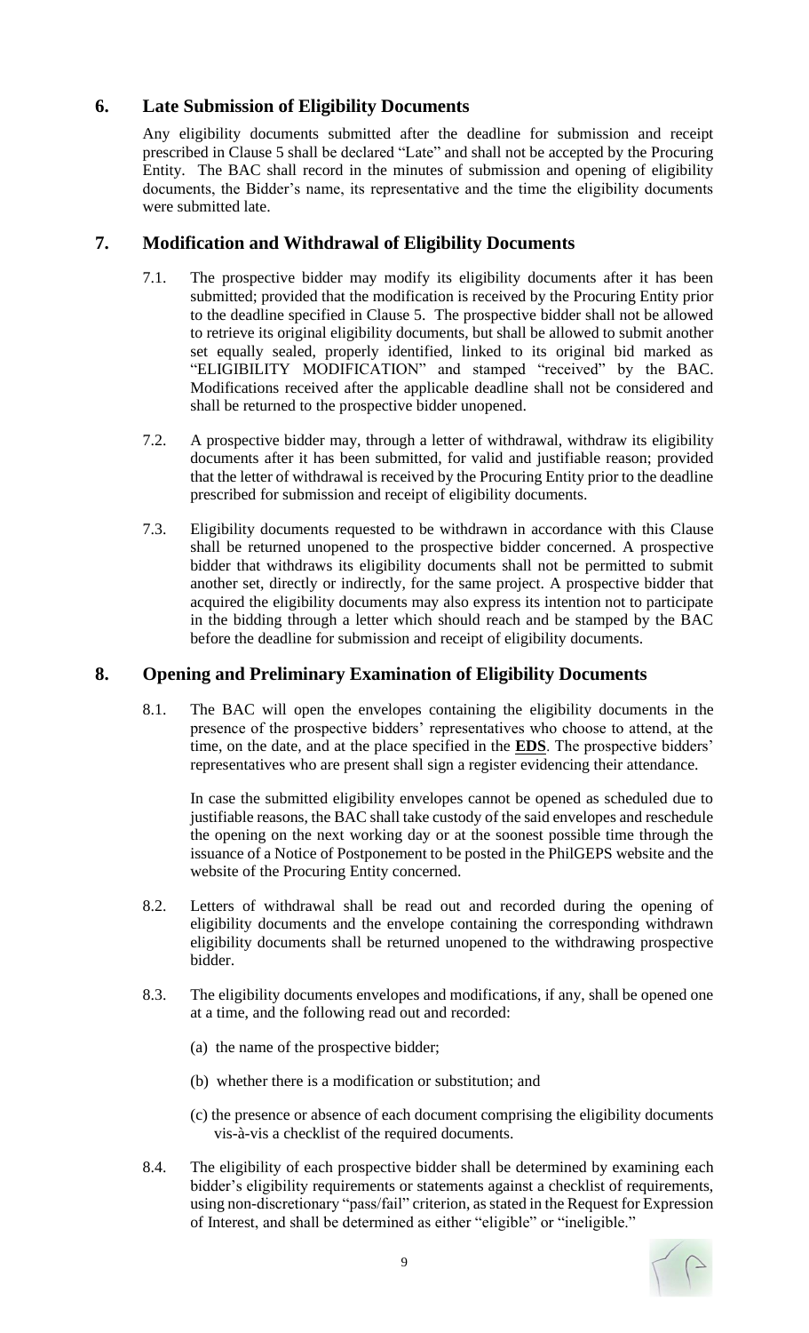## 6. Late Submission of Eligibility Documents

Any eligibility documents submitted after the deadline for submission and receipt prescribed in Clause 5 shall be declared "Late" and shall not be accepted by the Procuring Entity. The BAC shall record in the minutes of submission and opening of eligibility documents, the Bidder's name, its representative and the time the eligibility documents were submitted late.

## 7. Modification and Withdrawal of Eligibility Documents

7.1. The prospective bidder may modify its eligibility documents after it has been submitted; provided that the modification is received by the Procuring Entity prior to the deadline specified in Clause 5. The prospective bidder shall not be allowed to retrieve its original eligibility documents, but shall be allowed to submit another set equally sealed, properly identified, linked to its original bid marked as "ELIGIBILITY MODIFICATION" and stamped "received" by the BAC. Modifications received after the applicable deadline shall not be considered and shall be returned to the prospective bidder unopened.

7.2. A prospective bidder may, through a letter of withdrawal, withdraw its eligibility documents after it has been submitted, for valid and justifiable reason; provided that the letter of withdrawal is received by the Procuring Entity prior to the deadline prescribed for submission and receipt of eligibility documents.

7.3. Eligibility documents requested to be withdrawn in accordance with this Clause shall be returned unopened to the prospective bidder concerned. A prospective bidder that withdraws its eligibility documents shall not be permitted to submit another set, directly or indirectly, for the same project. A prospective bidder that acquired the eligibility documents may also express its intention not to participate in the bidding through a letter which should reach and be stamped by the BAC before the deadline for submission and receipt of eligibility documents.

## 8. Opening and Preliminary Examination of Eligibility Documents

8.1. The BAC will open the envelopes containing the eligibility documents in the presence of the prospective bidders' representatives who choose to attend, at the time, on the date, and at the place specified in the **EDS**. The prospective bidders' representatives who are present shall sign a register evidencing their attendance.

In case the submitted eligibility envelopes cannot be opened as scheduled due to justifiable reasons, the BAC shall take custody of the said envelopes and reschedule the opening on the next working day or at the soonest possible time through the issuance of a Notice of Postponement to be posted in the PhilGEPS website and the website of the Procuring Entity concerned.

8.2. Letters of withdrawal shall be read out and recorded during the opening of eligibility documents and the envelope containing the corresponding withdrawn eligibility documents shall be returned unopened to the withdrawing prospective bidder.

8.3. The eligibility documents envelopes and modifications, if any, shall be opened one at a time, and the following read out and recorded:

(a) the name of the prospective bidder;

(b) whether there is a modification or substitution; and

(c) the presence or absence of each document comprising the eligibility documents vis-à-vis a checklist of the required documents.

8.4. The eligibility of each prospective bidder shall be determined by examining each bidder's eligibility requirements or statements against a checklist of requirements, using non-discretionary "pass/fail" criterion, as stated in the Request for Expression of Interest, and shall be determined as either "eligible" or "ineligible."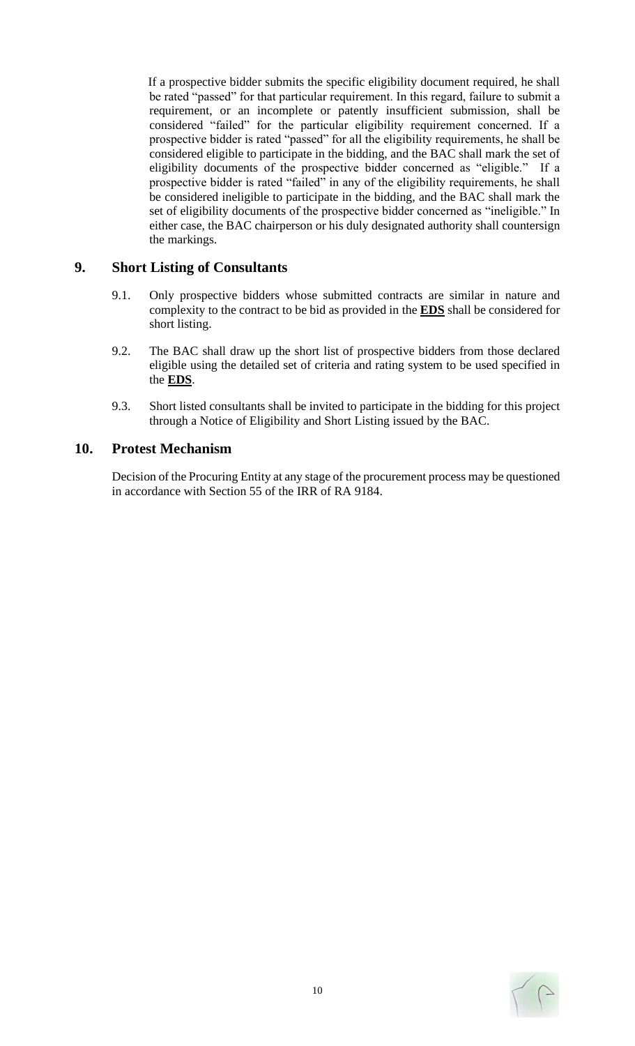If a prospective bidder submits the specific eligibility document required, he shall be rated "passed" for that particular requirement. In this regard, failure to submit a requirement, or an incomplete or patently insufficient submission, shall be considered "failed" for the particular eligibility requirement concerned. If a prospective bidder is rated "passed" for all the eligibility requirements, he shall be considered eligible to participate in the bidding, and the BAC shall mark the set of eligibility documents of the prospective bidder concerned as "eligible." If a prospective bidder is rated "failed" in any of the eligibility requirements, he shall be considered ineligible to participate in the bidding, and the BAC shall mark the set of eligibility documents of the prospective bidder concerned as "ineligible." In either case, the BAC chairperson or his duly designated authority shall countersign the markings.

## 9. Short Listing of Consultants

9.1. Only prospective bidders whose submitted contracts are similar in nature and complexity to the contract to be bid as provided in the **EDS** shall be considered for short listing.

9.2. The BAC shall draw up the short list of prospective bidders from those declared eligible using the detailed set of criteria and rating system to be used specified in the **EDS**.

9.3. Short listed consultants shall be invited to participate in the bidding for this project through a Notice of Eligibility and Short Listing issued by the BAC.

## 10. Protest Mechanism

Decision of the Procuring Entity at any stage of the procurement process may be questioned in accordance with Section 55 of the IRR of RA 9184.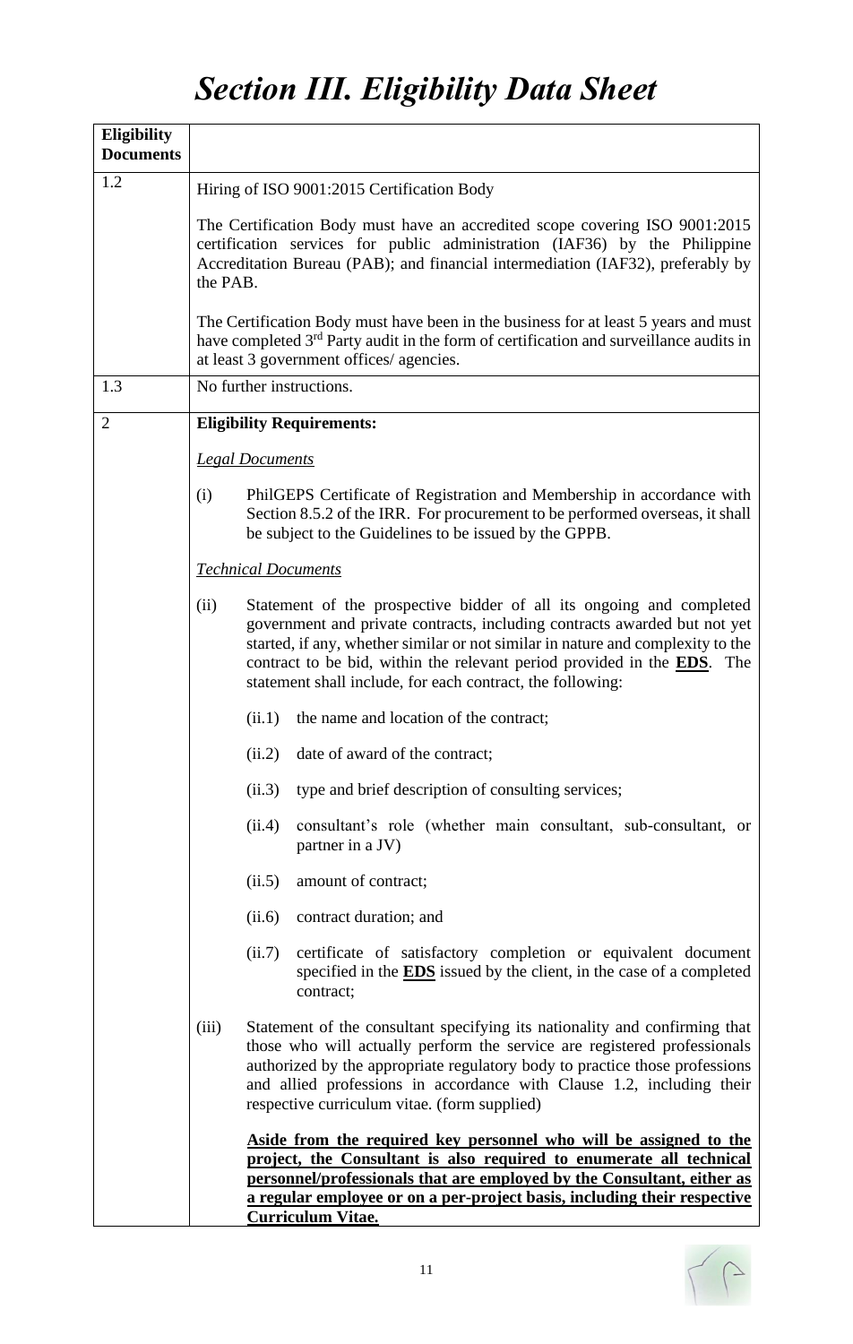# Section III. Eligibility Data Sheet

| Eligibility Documents | |
|---|---|
| 1.2 | Hiring of ISO 9001:2015 Certification Body<br><br>The Certification Body must have an accredited scope covering ISO 9001:2015 certification services for public administration (IAF36) by the Philippine Accreditation Bureau (PAB); and financial intermediation (IAF32), preferably by the PAB.<br><br>The Certification Body must have been in the business for at least 5 years and must have completed 3rd Party audit in the form of certification and surveillance audits in at least 3 government offices/ agencies. |
| 1.3 | No further instructions. |
| 2 | **Eligibility Requirements:**<br><br>*<u>Legal Documents</u>*<br><br>(i) PhilGEPS Certificate of Registration and Membership in accordance with Section 8.5.2 of the IRR. For procurement to be performed overseas, it shall be subject to the Guidelines to be issued by the GPPB.<br><br>*<u>Technical Documents</u>*<br><br>(ii) Statement of the prospective bidder of all its ongoing and completed government and private contracts, including contracts awarded but not yet started, if any, whether similar or not similar in nature and complexity to the contract to be bid, within the relevant period provided in the <u>**EDS**</u>. The statement shall include, for each contract, the following:<br><br>(ii.1) the name and location of the contract;<br><br>(ii.2) date of award of the contract;<br><br>(ii.3) type and brief description of consulting services;<br><br>(ii.4) consultant's role (whether main consultant, sub-consultant, or partner in a JV)<br><br>(ii.5) amount of contract;<br><br>(ii.6) contract duration; and<br><br>(ii.7) certificate of satisfactory completion or equivalent document specified in the <u>**EDS**</u> issued by the client, in the case of a completed contract;<br><br>(iii) Statement of the consultant specifying its nationality and confirming that those who will actually perform the service are registered professionals authorized by the appropriate regulatory body to practice those professions and allied professions in accordance with Clause 1.2, including their respective curriculum vitae. (form supplied)<br><br><u>**Aside from the required key personnel who will be assigned to the project, the Consultant is also required to enumerate all technical personnel/professionals that are employed by the Consultant, either as a regular employee or on a per-project basis, including their respective Curriculum Vitae.**</u> |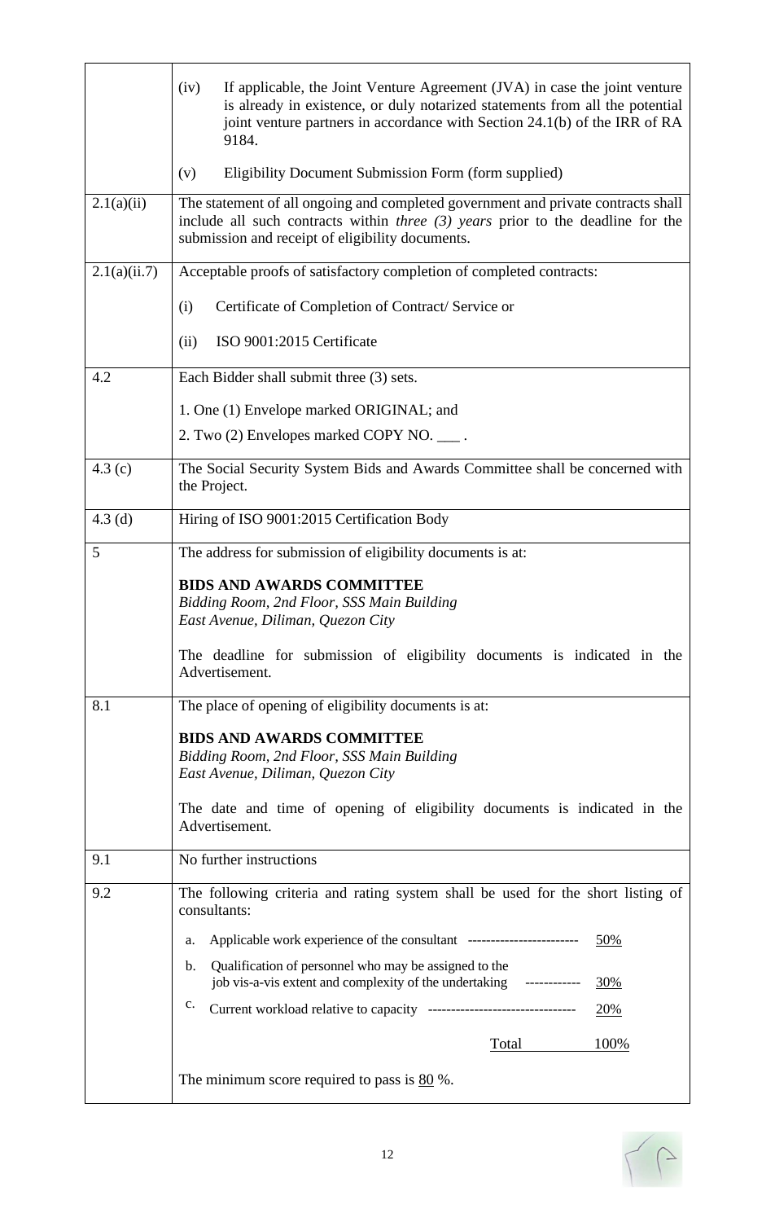| | |
|---|---|
| | (iv) If applicable, the Joint Venture Agreement (JVA) in case the joint venture is already in existence, or duly notarized statements from all the potential joint venture partners in accordance with Section 24.1(b) of the IRR of RA 9184.<br><br>(v) Eligibility Document Submission Form (form supplied) |
| 2.1(a)(ii) | The statement of all ongoing and completed government and private contracts shall include all such contracts within *three (3) years* prior to the deadline for the submission and receipt of eligibility documents. |
| 2.1(a)(ii.7) | Acceptable proofs of satisfactory completion of completed contracts:<br><br>(i) Certificate of Completion of Contract/ Service or<br><br>(ii) ISO 9001:2015 Certificate |
| 4.2 | Each Bidder shall submit three (3) sets.<br><br>1. One (1) Envelope marked ORIGINAL; and<br><br>2. Two (2) Envelopes marked COPY NO. ___ . |
| 4.3 (c) | The Social Security System Bids and Awards Committee shall be concerned with the Project. |
| 4.3 (d) | Hiring of ISO 9001:2015 Certification Body |
| 5 | The address for submission of eligibility documents is at:<br><br>**BIDS AND AWARDS COMMITTEE**<br>*Bidding Room, 2nd Floor, SSS Main Building*<br>*East Avenue, Diliman, Quezon City*<br><br>The deadline for submission of eligibility documents is indicated in the Advertisement. |
| 8.1 | The place of opening of eligibility documents is at:<br><br>**BIDS AND AWARDS COMMITTEE**<br>*Bidding Room, 2nd Floor, SSS Main Building*<br>*East Avenue, Diliman, Quezon City*<br><br>The date and time of opening of eligibility documents is indicated in the Advertisement. |
| 9.1 | No further instructions |
| 9.2 | The following criteria and rating system shall be used for the short listing of consultants:<br><br>a. Applicable work experience of the consultant ------------------------ 50%<br><br>b. Qualification of personnel who may be assigned to the job vis-a-vis extent and complexity of the undertaking ------------ 30%<br><br>c. Current workload relative to capacity ------------------------------- 20%<br><br>Total 100%<br><br>The minimum score required to pass is 80 %. |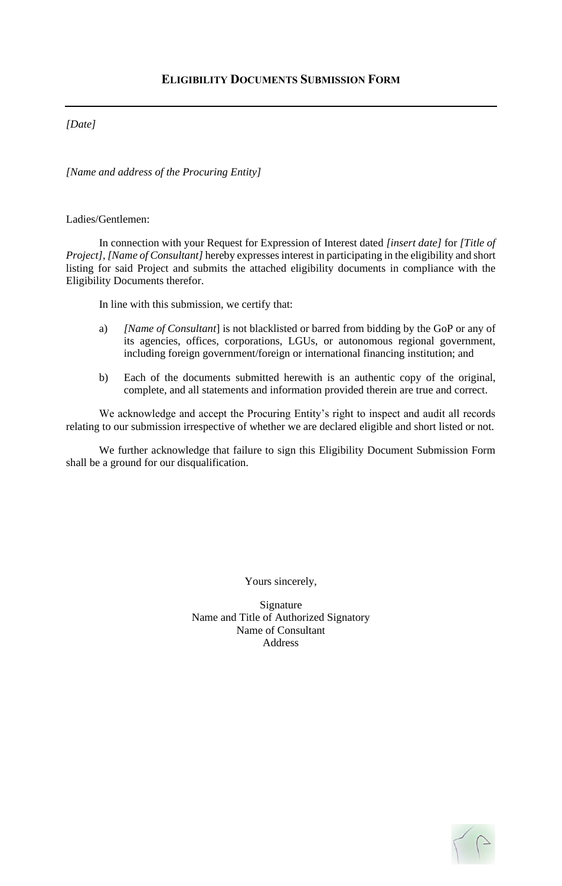## ELIGIBILITY DOCUMENTS SUBMISSION FORM

*[Date]*

*[Name and address of the Procuring Entity]*

Ladies/Gentlemen:

In connection with your Request for Expression of Interest dated *[insert date]* for *[Title of Project]*, *[Name of Consultant]* hereby expresses interest in participating in the eligibility and short listing for said Project and submits the attached eligibility documents in compliance with the Eligibility Documents therefor.

In line with this submission, we certify that:

a) *[Name of Consultant*] is not blacklisted or barred from bidding by the GoP or any of its agencies, offices, corporations, LGUs, or autonomous regional government, including foreign government/foreign or international financing institution; and

b) Each of the documents submitted herewith is an authentic copy of the original, complete, and all statements and information provided therein are true and correct.

We acknowledge and accept the Procuring Entity's right to inspect and audit all records relating to our submission irrespective of whether we are declared eligible and short listed or not.

We further acknowledge that failure to sign this Eligibility Document Submission Form shall be a ground for our disqualification.

Yours sincerely,

Signature
Name and Title of Authorized Signatory
Name of Consultant
Address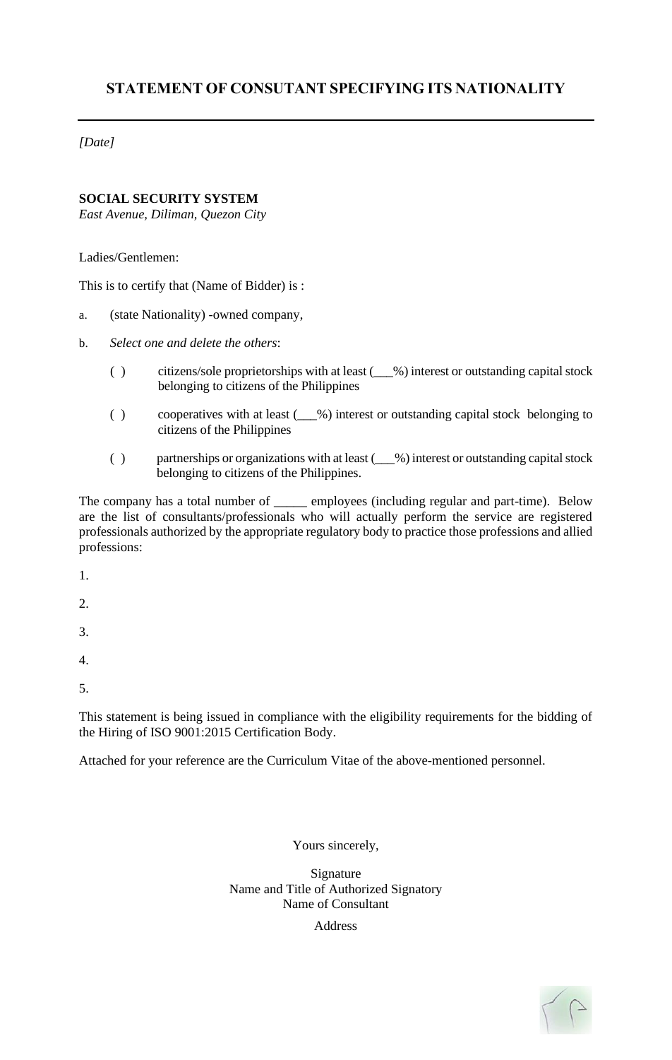# STATEMENT OF CONSUTANT SPECIFYING ITS NATIONALITY

---

*[Date]*

**SOCIAL SECURITY SYSTEM**
*East Avenue, Diliman, Quezon City*

Ladies/Gentlemen:

This is to certify that (Name of Bidder) is :

a. (state Nationality) -owned company,

b. *Select one and delete the others*:

( ) citizens/sole proprietorships with at least (___%) interest or outstanding capital stock belonging to citizens of the Philippines

( ) cooperatives with at least (___%) interest or outstanding capital stock belonging to citizens of the Philippines

( ) partnerships or organizations with at least (___%) interest or outstanding capital stock belonging to citizens of the Philippines.

The company has a total number of _____ employees (including regular and part-time). Below are the list of consultants/professionals who will actually perform the service are registered professionals authorized by the appropriate regulatory body to practice those professions and allied professions:

1.

2.

3.

4.

5.

This statement is being issued in compliance with the eligibility requirements for the bidding of the Hiring of ISO 9001:2015 Certification Body.

Attached for your reference are the Curriculum Vitae of the above-mentioned personnel.

Yours sincerely,

Signature
Name and Title of Authorized Signatory
Name of Consultant
Address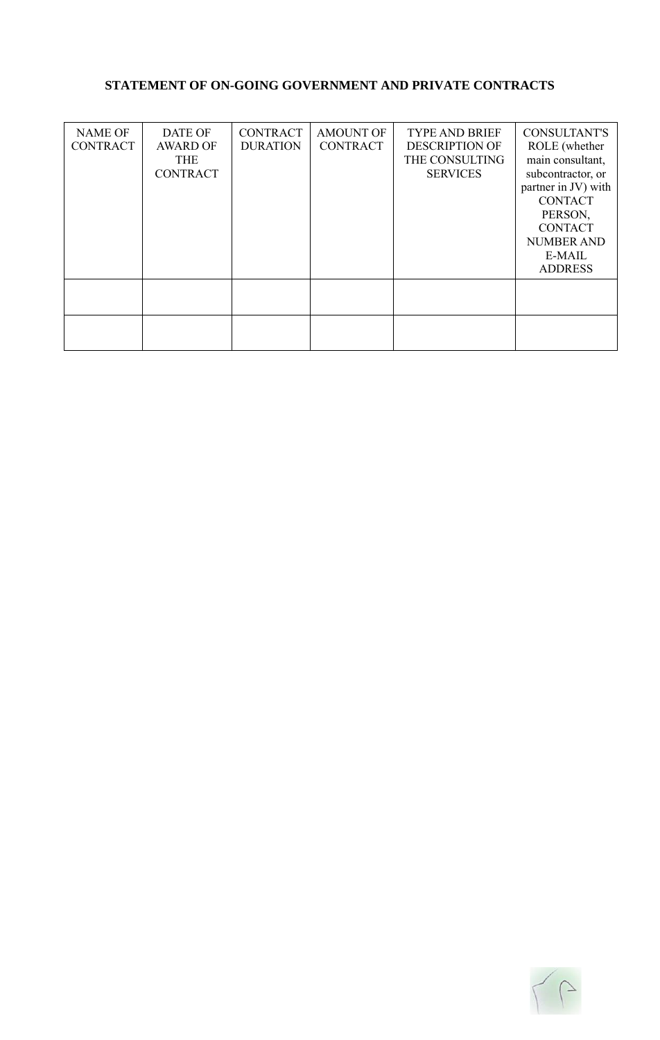**STATEMENT OF ON-GOING GOVERNMENT AND PRIVATE CONTRACTS**

| NAME OF CONTRACT | DATE OF AWARD OF THE CONTRACT | CONTRACT DURATION | AMOUNT OF CONTRACT | TYPE AND BRIEF DESCRIPTION OF THE CONSULTING SERVICES | CONSULTANT'S ROLE (whether main consultant, subcontractor, or partner in JV) with CONTACT PERSON, CONTACT NUMBER AND E-MAIL ADDRESS |
|---|---|---|---|---|---|
| | | | | | |
| | | | | | |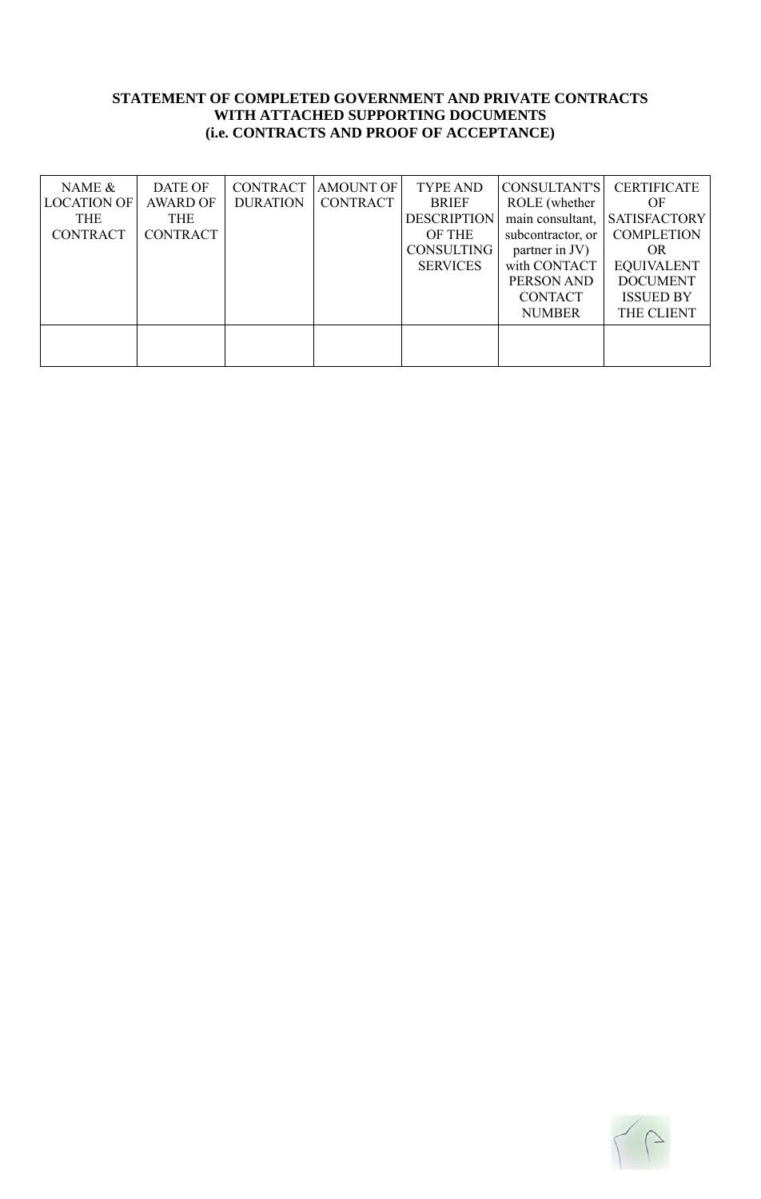**STATEMENT OF COMPLETED GOVERNMENT AND PRIVATE CONTRACTS WITH ATTACHED SUPPORTING DOCUMENTS (i.e. CONTRACTS AND PROOF OF ACCEPTANCE)**

| NAME & LOCATION OF THE CONTRACT | DATE OF AWARD OF THE CONTRACT | CONTRACT DURATION | AMOUNT OF CONTRACT | TYPE AND BRIEF DESCRIPTION OF THE CONSULTING SERVICES | CONSULTANT'S ROLE (whether main consultant, subcontractor, or partner in JV) with CONTACT PERSON AND CONTACT NUMBER | CERTIFICATE OF SATISFACTORY COMPLETION OR EQUIVALENT DOCUMENT ISSUED BY THE CLIENT |
| --- | --- | --- | --- | --- | --- | --- |
| | | | | | | |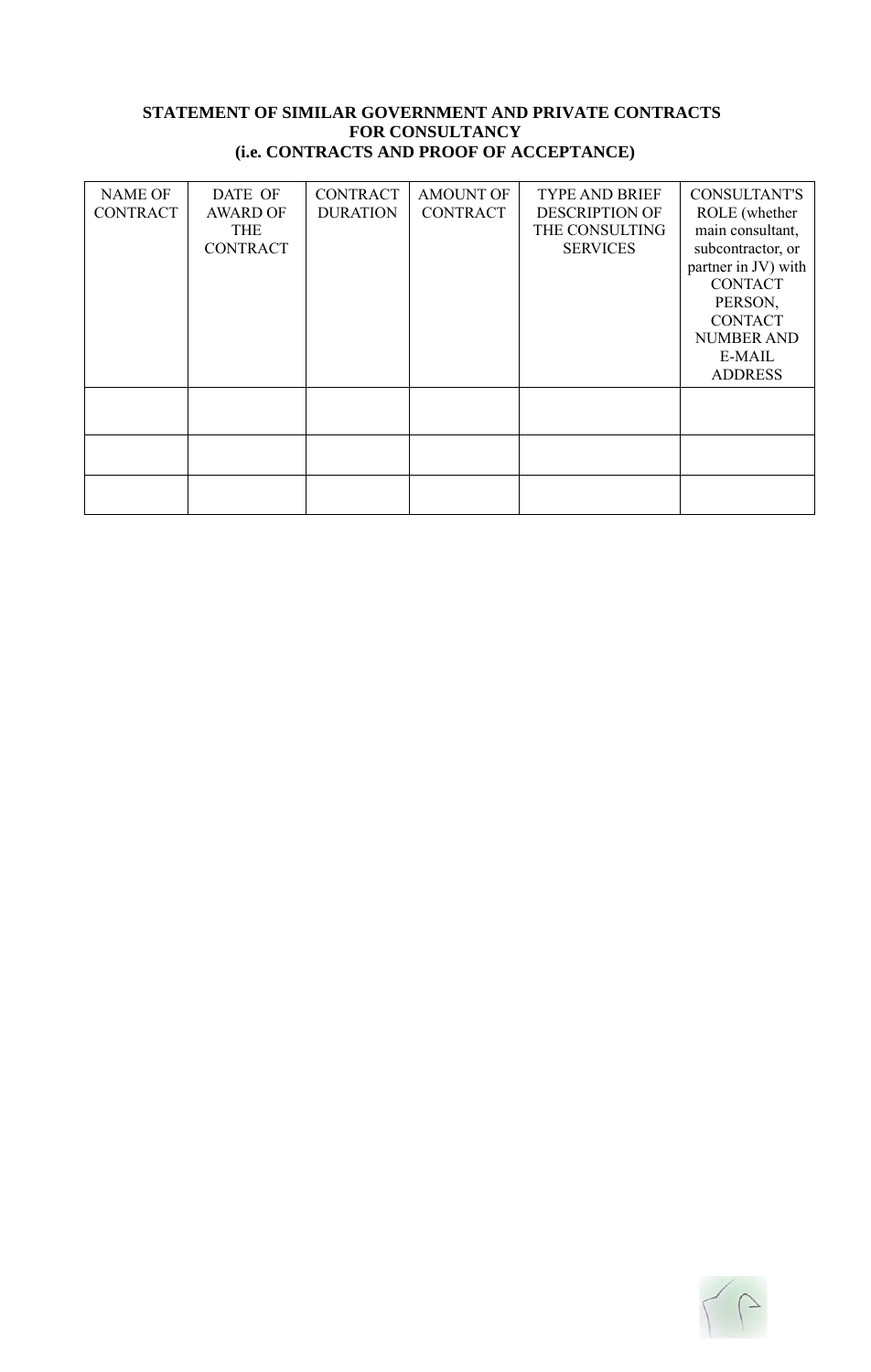**STATEMENT OF SIMILAR GOVERNMENT AND PRIVATE CONTRACTS FOR CONSULTANCY (i.e. CONTRACTS AND PROOF OF ACCEPTANCE)**

| NAME OF CONTRACT | DATE OF AWARD OF THE CONTRACT | CONTRACT DURATION | AMOUNT OF CONTRACT | TYPE AND BRIEF DESCRIPTION OF THE CONSULTING SERVICES | CONSULTANT'S ROLE (whether main consultant, subcontractor, or partner in JV) with CONTACT PERSON, CONTACT NUMBER AND E-MAIL ADDRESS |
|---|---|---|---|---|---|
| | | | | | |
| | | | | | |
| | | | | | |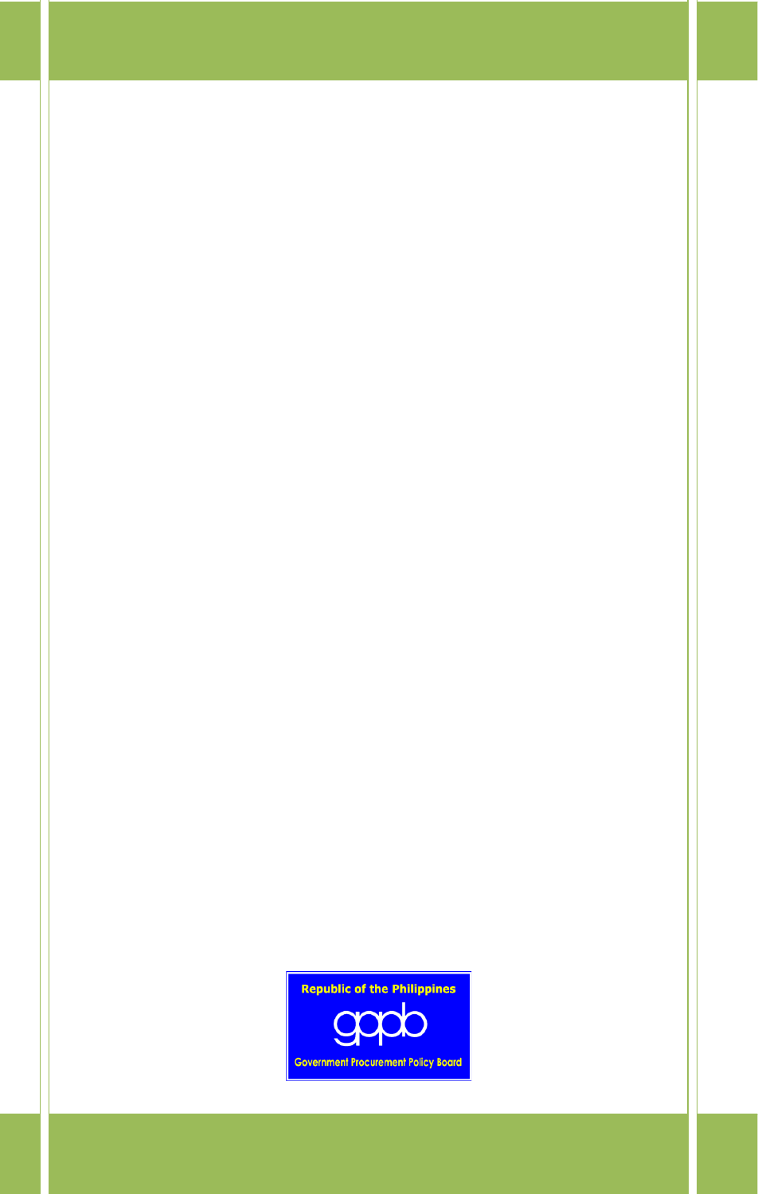Republic of the Philippines

gppb

Government Procurement Policy Board